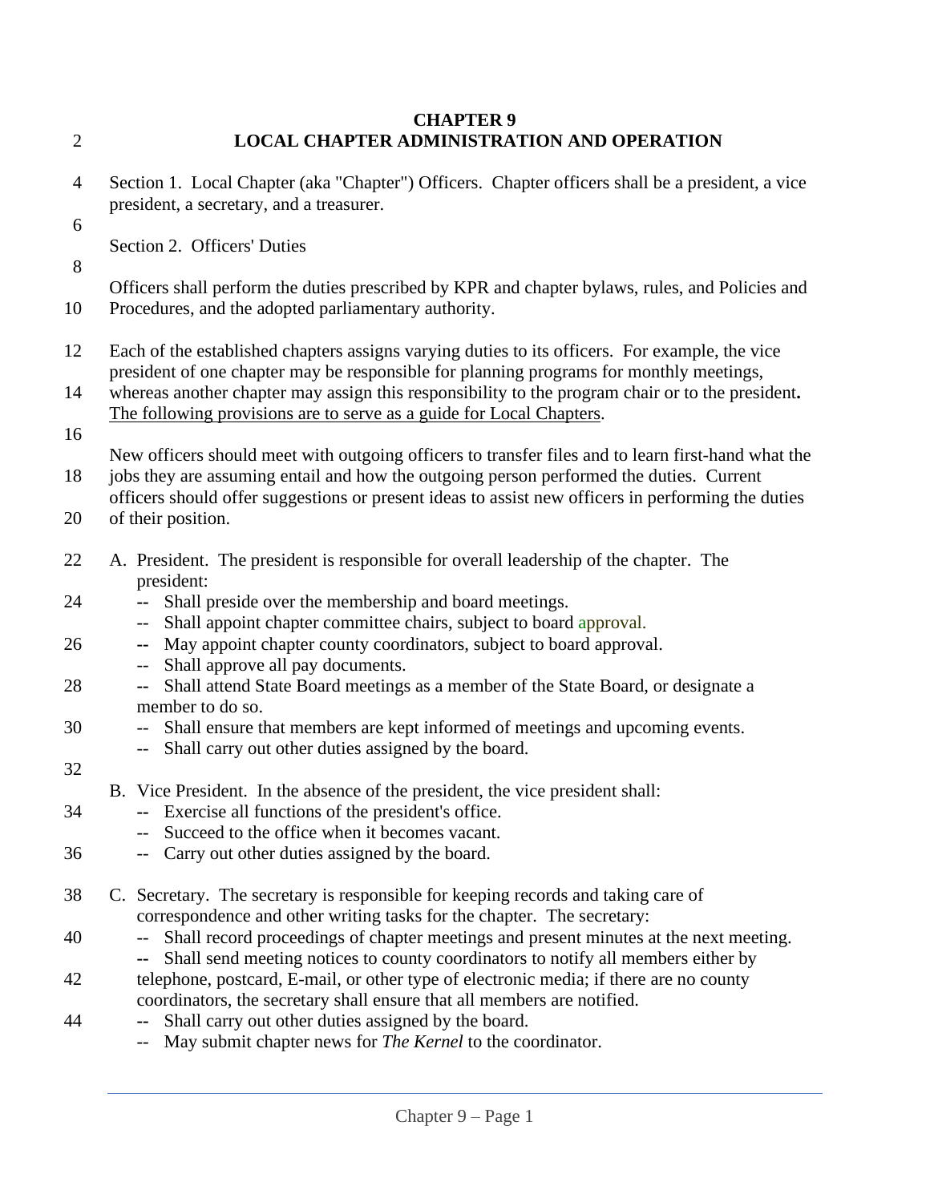# CHAPTER 9
# LOCAL CHAPTER ADMINISTRATION AND OPERATION

Section 1. Local Chapter (aka "Chapter") Officers. Chapter officers shall be a president, a vice president, a secretary, and a treasurer.

Section 2. Officers' Duties

Officers shall perform the duties prescribed by KPR and chapter bylaws, rules, and Policies and Procedures, and the adopted parliamentary authority.

Each of the established chapters assigns varying duties to its officers. For example, the vice president of one chapter may be responsible for planning programs for monthly meetings, whereas another chapter may assign this responsibility to the program chair or to the president**.** The following provisions are to serve as a guide for Local Chapters.

New officers should meet with outgoing officers to transfer files and to learn first-hand what the jobs they are assuming entail and how the outgoing person performed the duties. Current officers should offer suggestions or present ideas to assist new officers in performing the duties of their position.

A. President. The president is responsible for overall leadership of the chapter. The president:
- Shall preside over the membership and board meetings.
- Shall appoint chapter committee chairs, subject to board approval.
- May appoint chapter county coordinators, subject to board approval.
- Shall approve all pay documents.
- Shall attend State Board meetings as a member of the State Board, or designate a member to do so.
- Shall ensure that members are kept informed of meetings and upcoming events.
- Shall carry out other duties assigned by the board.

B. Vice President. In the absence of the president, the vice president shall:
- Exercise all functions of the president's office.
- Succeed to the office when it becomes vacant.
- Carry out other duties assigned by the board.

C. Secretary. The secretary is responsible for keeping records and taking care of correspondence and other writing tasks for the chapter. The secretary:
- Shall record proceedings of chapter meetings and present minutes at the next meeting.
- Shall send meeting notices to county coordinators to notify all members either by telephone, postcard, E-mail, or other type of electronic media; if there are no county coordinators, the secretary shall ensure that all members are notified.
- Shall carry out other duties assigned by the board.
- May submit chapter news for *The Kernel* to the coordinator.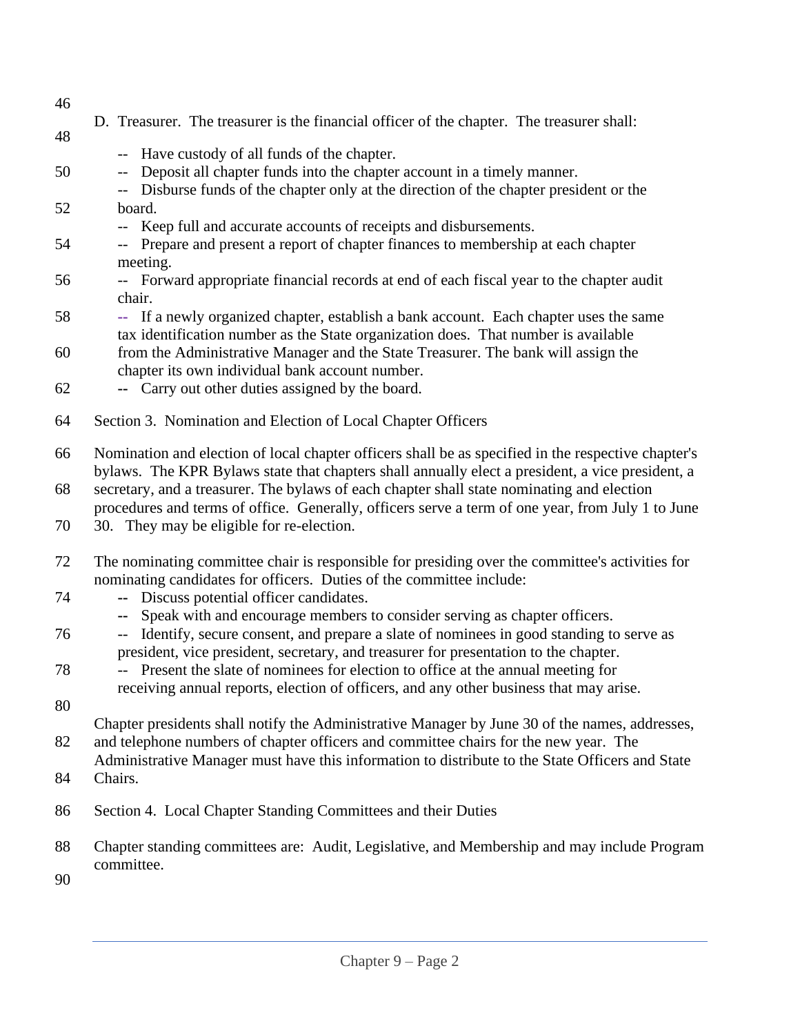D. Treasurer. The treasurer is the financial officer of the chapter. The treasurer shall:

- -- Have custody of all funds of the chapter.
- -- Deposit all chapter funds into the chapter account in a timely manner.
- -- Disburse funds of the chapter only at the direction of the chapter president or the board.
- -- Keep full and accurate accounts of receipts and disbursements.
- -- Prepare and present a report of chapter finances to membership at each chapter meeting.
- -- Forward appropriate financial records at end of each fiscal year to the chapter audit chair.
- -- If a newly organized chapter, establish a bank account. Each chapter uses the same tax identification number as the State organization does. That number is available from the Administrative Manager and the State Treasurer. The bank will assign the chapter its own individual bank account number.
- -- Carry out other duties assigned by the board.

Section 3. Nomination and Election of Local Chapter Officers

Nomination and election of local chapter officers shall be as specified in the respective chapter's bylaws. The KPR Bylaws state that chapters shall annually elect a president, a vice president, a secretary, and a treasurer. The bylaws of each chapter shall state nominating and election procedures and terms of office. Generally, officers serve a term of one year, from July 1 to June 30. They may be eligible for re-election.

The nominating committee chair is responsible for presiding over the committee's activities for nominating candidates for officers. Duties of the committee include:

- -- Discuss potential officer candidates.
- -- Speak with and encourage members to consider serving as chapter officers.
- -- Identify, secure consent, and prepare a slate of nominees in good standing to serve as president, vice president, secretary, and treasurer for presentation to the chapter.
- -- Present the slate of nominees for election to office at the annual meeting for receiving annual reports, election of officers, and any other business that may arise.

Chapter presidents shall notify the Administrative Manager by June 30 of the names, addresses, and telephone numbers of chapter officers and committee chairs for the new year. The Administrative Manager must have this information to distribute to the State Officers and State Chairs.

Section 4. Local Chapter Standing Committees and their Duties

Chapter standing committees are: Audit, Legislative, and Membership and may include Program committee.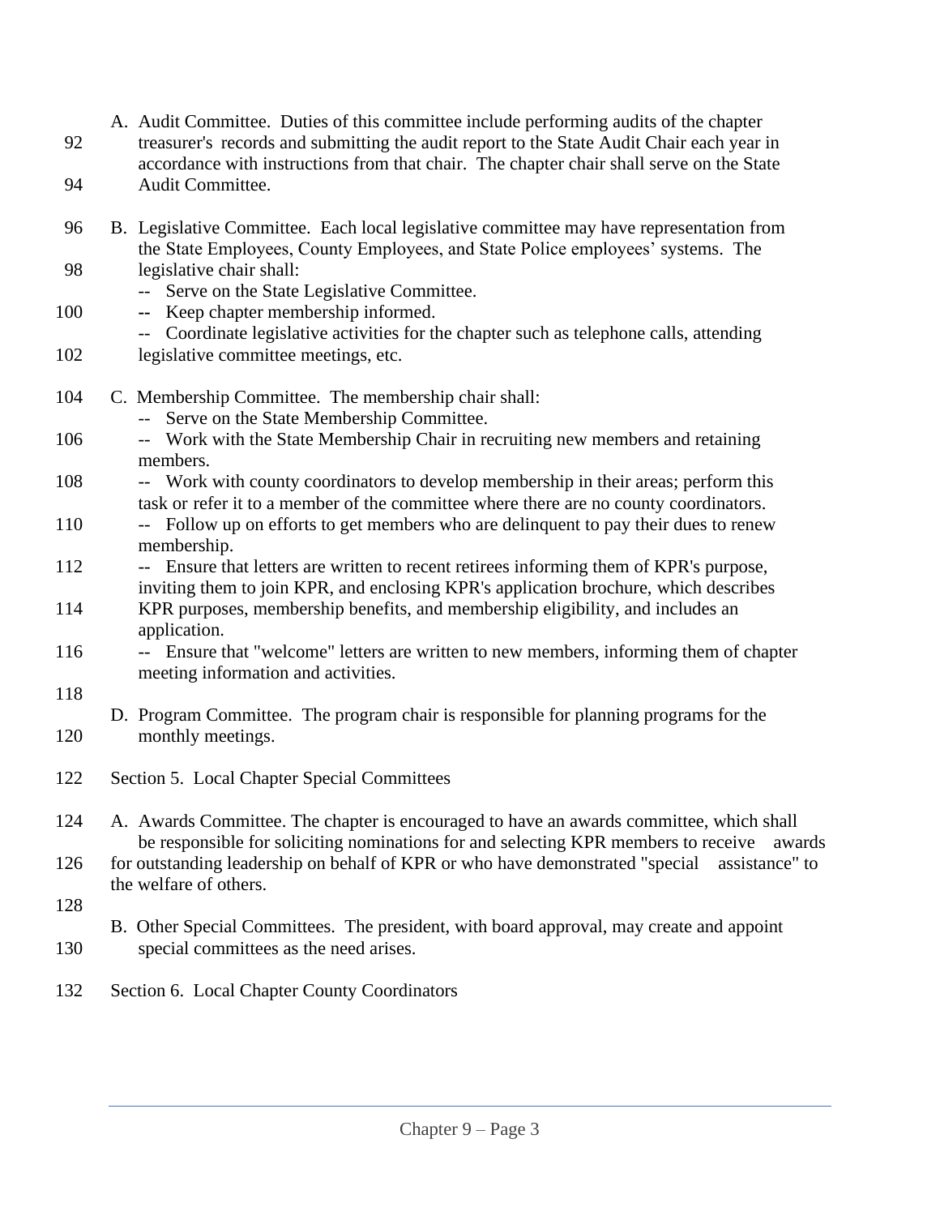A. Audit Committee. Duties of this committee include performing audits of the chapter treasurer's records and submitting the audit report to the State Audit Chair each year in accordance with instructions from that chair. The chapter chair shall serve on the State Audit Committee.

B. Legislative Committee. Each local legislative committee may have representation from the State Employees, County Employees, and State Police employees' systems. The legislative chair shall:
- -- Serve on the State Legislative Committee.
- -- Keep chapter membership informed.
- -- Coordinate legislative activities for the chapter such as telephone calls, attending legislative committee meetings, etc.

C. Membership Committee. The membership chair shall:
- -- Serve on the State Membership Committee.
- -- Work with the State Membership Chair in recruiting new members and retaining members.
- -- Work with county coordinators to develop membership in their areas; perform this task or refer it to a member of the committee where there are no county coordinators.
- -- Follow up on efforts to get members who are delinquent to pay their dues to renew membership.
- -- Ensure that letters are written to recent retirees informing them of KPR's purpose, inviting them to join KPR, and enclosing KPR's application brochure, which describes KPR purposes, membership benefits, and membership eligibility, and includes an application.
- -- Ensure that "welcome" letters are written to new members, informing them of chapter meeting information and activities.

D. Program Committee. The program chair is responsible for planning programs for the monthly meetings.

Section 5. Local Chapter Special Committees

A. Awards Committee. The chapter is encouraged to have an awards committee, which shall be responsible for soliciting nominations for and selecting KPR members to receive awards for outstanding leadership on behalf of KPR or who have demonstrated "special assistance" to the welfare of others.

B. Other Special Committees. The president, with board approval, may create and appoint special committees as the need arises.

Section 6. Local Chapter County Coordinators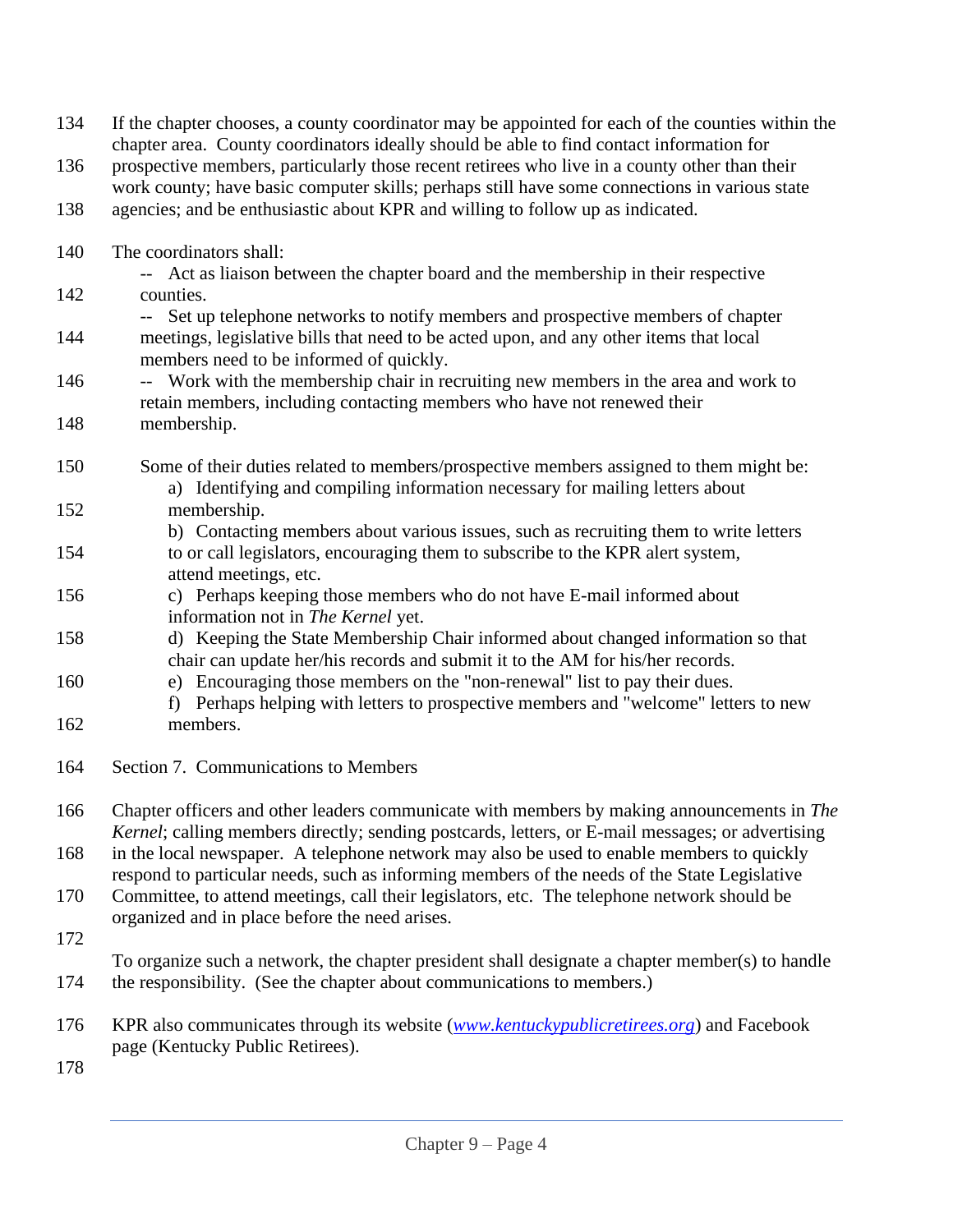If the chapter chooses, a county coordinator may be appointed for each of the counties within the chapter area. County coordinators ideally should be able to find contact information for prospective members, particularly those recent retirees who live in a county other than their work county; have basic computer skills; perhaps still have some connections in various state agencies; and be enthusiastic about KPR and willing to follow up as indicated.

The coordinators shall:

-- Act as liaison between the chapter board and the membership in their respective counties.

-- Set up telephone networks to notify members and prospective members of chapter meetings, legislative bills that need to be acted upon, and any other items that local members need to be informed of quickly.

-- Work with the membership chair in recruiting new members in the area and work to retain members, including contacting members who have not renewed their membership.

Some of their duties related to members/prospective members assigned to them might be:

a) Identifying and compiling information necessary for mailing letters about membership.

b) Contacting members about various issues, such as recruiting them to write letters to or call legislators, encouraging them to subscribe to the KPR alert system, attend meetings, etc.

c) Perhaps keeping those members who do not have E-mail informed about information not in *The Kernel* yet.

d) Keeping the State Membership Chair informed about changed information so that chair can update her/his records and submit it to the AM for his/her records.

e) Encouraging those members on the "non-renewal" list to pay their dues.

f) Perhaps helping with letters to prospective members and "welcome" letters to new members.

## Section 7. Communications to Members

Chapter officers and other leaders communicate with members by making announcements in *The Kernel*; calling members directly; sending postcards, letters, or E-mail messages; or advertising in the local newspaper. A telephone network may also be used to enable members to quickly respond to particular needs, such as informing members of the needs of the State Legislative Committee, to attend meetings, call their legislators, etc. The telephone network should be organized and in place before the need arises.

To organize such a network, the chapter president shall designate a chapter member(s) to handle the responsibility. (See the chapter about communications to members.)

KPR also communicates through its website (*www.kentuckypublicretirees.org*) and Facebook page (Kentucky Public Retirees).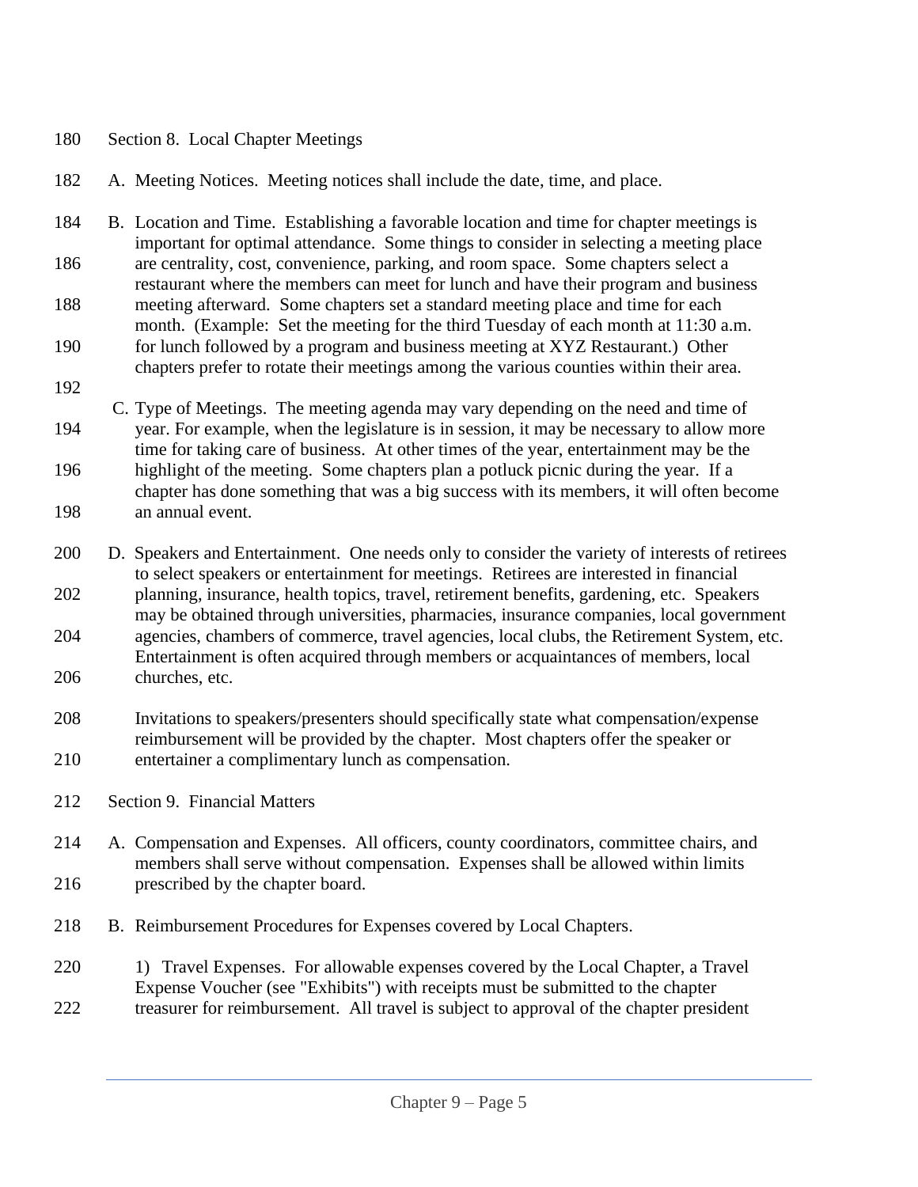## Section 8. Local Chapter Meetings

A. Meeting Notices. Meeting notices shall include the date, time, and place.

B. Location and Time. Establishing a favorable location and time for chapter meetings is important for optimal attendance. Some things to consider in selecting a meeting place are centrality, cost, convenience, parking, and room space. Some chapters select a restaurant where the members can meet for lunch and have their program and business meeting afterward. Some chapters set a standard meeting place and time for each month. (Example: Set the meeting for the third Tuesday of each month at 11:30 a.m. for lunch followed by a program and business meeting at XYZ Restaurant.) Other chapters prefer to rotate their meetings among the various counties within their area.

C. Type of Meetings. The meeting agenda may vary depending on the need and time of year. For example, when the legislature is in session, it may be necessary to allow more time for taking care of business. At other times of the year, entertainment may be the highlight of the meeting. Some chapters plan a potluck picnic during the year. If a chapter has done something that was a big success with its members, it will often become an annual event.

D. Speakers and Entertainment. One needs only to consider the variety of interests of retirees to select speakers or entertainment for meetings. Retirees are interested in financial planning, insurance, health topics, travel, retirement benefits, gardening, etc. Speakers may be obtained through universities, pharmacies, insurance companies, local government agencies, chambers of commerce, travel agencies, local clubs, the Retirement System, etc. Entertainment is often acquired through members or acquaintances of members, local churches, etc.

Invitations to speakers/presenters should specifically state what compensation/expense reimbursement will be provided by the chapter. Most chapters offer the speaker or entertainer a complimentary lunch as compensation.

## Section 9. Financial Matters

A. Compensation and Expenses. All officers, county coordinators, committee chairs, and members shall serve without compensation. Expenses shall be allowed within limits prescribed by the chapter board.

B. Reimbursement Procedures for Expenses covered by Local Chapters.

1) Travel Expenses. For allowable expenses covered by the Local Chapter, a Travel Expense Voucher (see "Exhibits") with receipts must be submitted to the chapter treasurer for reimbursement. All travel is subject to approval of the chapter president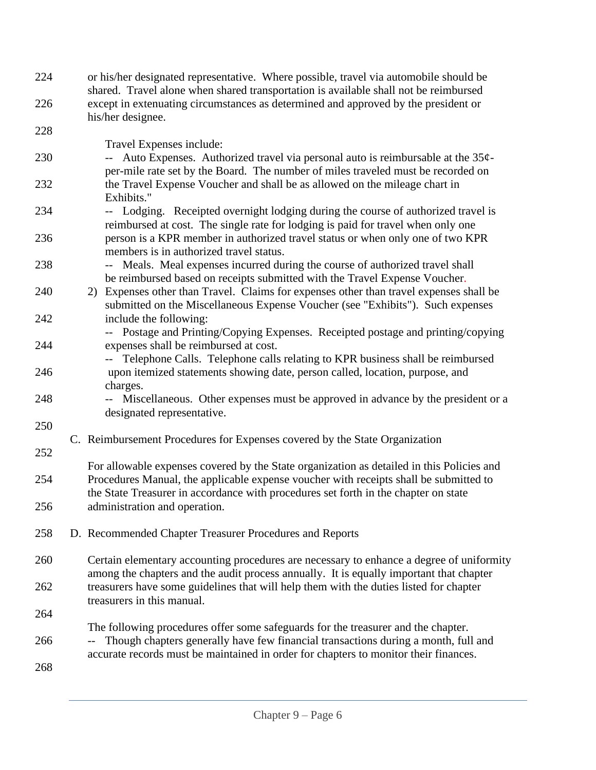or his/her designated representative. Where possible, travel via automobile should be shared. Travel alone when shared transportation is available shall not be reimbursed except in extenuating circumstances as determined and approved by the president or his/her designee.

Travel Expenses include:

-- Auto Expenses. Authorized travel via personal auto is reimbursable at the 35¢-per-mile rate set by the Board. The number of miles traveled must be recorded on the Travel Expense Voucher and shall be as allowed on the mileage chart in Exhibits."

-- Lodging. Receipted overnight lodging during the course of authorized travel is reimbursed at cost. The single rate for lodging is paid for travel when only one person is a KPR member in authorized travel status or when only one of two KPR members is in authorized travel status.

-- Meals. Meal expenses incurred during the course of authorized travel shall be reimbursed based on receipts submitted with the Travel Expense Voucher.

2) Expenses other than Travel. Claims for expenses other than travel expenses shall be submitted on the Miscellaneous Expense Voucher (see "Exhibits"). Such expenses include the following:

-- Postage and Printing/Copying Expenses. Receipted postage and printing/copying expenses shall be reimbursed at cost.

-- Telephone Calls. Telephone calls relating to KPR business shall be reimbursed upon itemized statements showing date, person called, location, purpose, and charges.

-- Miscellaneous. Other expenses must be approved in advance by the president or a designated representative.

C. Reimbursement Procedures for Expenses covered by the State Organization

For allowable expenses covered by the State organization as detailed in this Policies and Procedures Manual, the applicable expense voucher with receipts shall be submitted to the State Treasurer in accordance with procedures set forth in the chapter on state administration and operation.

D. Recommended Chapter Treasurer Procedures and Reports

Certain elementary accounting procedures are necessary to enhance a degree of uniformity among the chapters and the audit process annually. It is equally important that chapter treasurers have some guidelines that will help them with the duties listed for chapter treasurers in this manual.

The following procedures offer some safeguards for the treasurer and the chapter.

-- Though chapters generally have few financial transactions during a month, full and accurate records must be maintained in order for chapters to monitor their finances.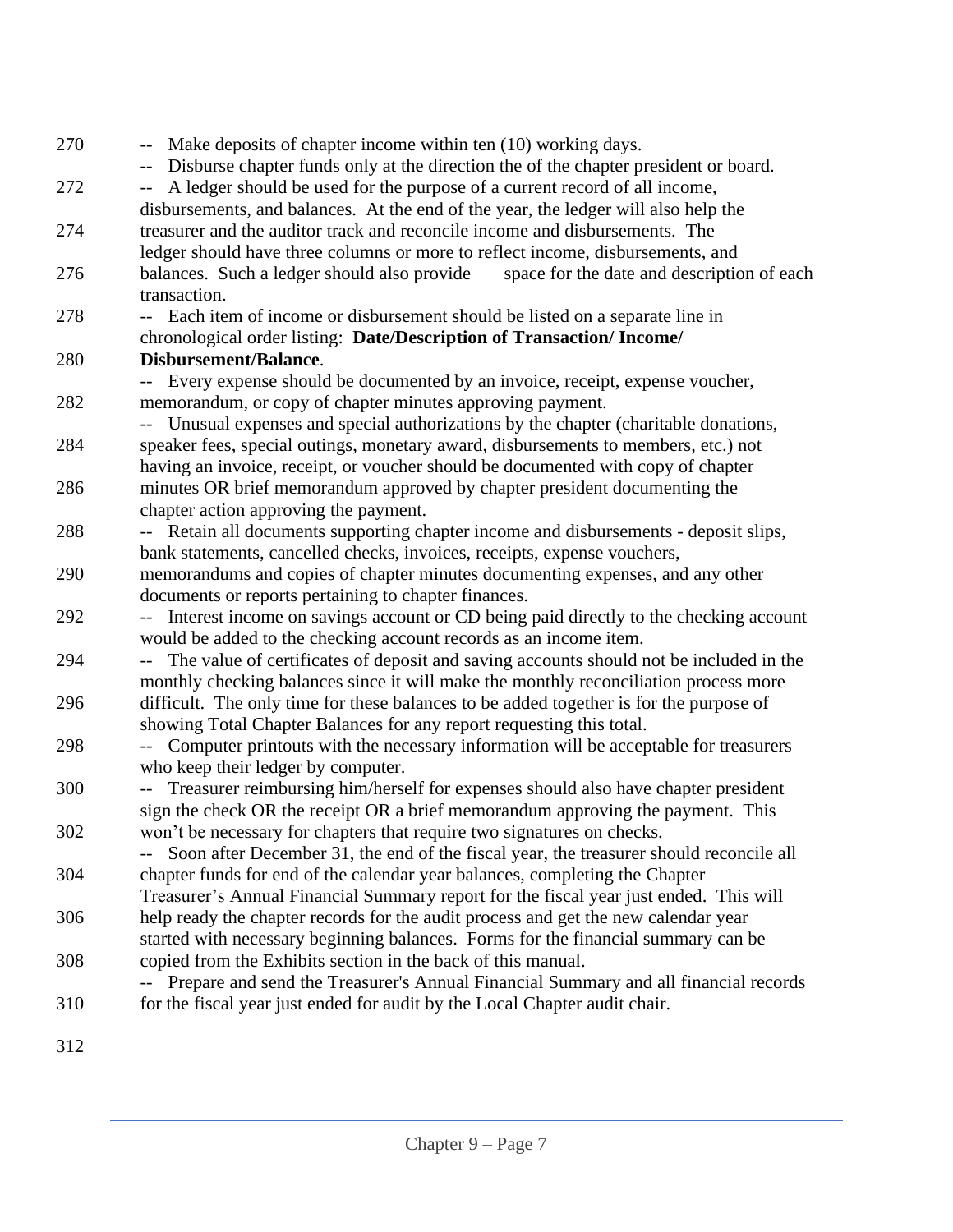-- Make deposits of chapter income within ten (10) working days.

-- Disburse chapter funds only at the direction the of the chapter president or board.

-- A ledger should be used for the purpose of a current record of all income, disbursements, and balances. At the end of the year, the ledger will also help the treasurer and the auditor track and reconcile income and disbursements. The ledger should have three columns or more to reflect income, disbursements, and balances. Such a ledger should also provide space for the date and description of each transaction.

-- Each item of income or disbursement should be listed on a separate line in chronological order listing: **Date/Description of Transaction/ Income/ Disbursement/Balance**.

-- Every expense should be documented by an invoice, receipt, expense voucher, memorandum, or copy of chapter minutes approving payment.

-- Unusual expenses and special authorizations by the chapter (charitable donations, speaker fees, special outings, monetary award, disbursements to members, etc.) not having an invoice, receipt, or voucher should be documented with copy of chapter minutes OR brief memorandum approved by chapter president documenting the chapter action approving the payment.

-- Retain all documents supporting chapter income and disbursements - deposit slips, bank statements, cancelled checks, invoices, receipts, expense vouchers, memorandums and copies of chapter minutes documenting expenses, and any other documents or reports pertaining to chapter finances.

-- Interest income on savings account or CD being paid directly to the checking account would be added to the checking account records as an income item.

-- The value of certificates of deposit and saving accounts should not be included in the monthly checking balances since it will make the monthly reconciliation process more difficult. The only time for these balances to be added together is for the purpose of showing Total Chapter Balances for any report requesting this total.

-- Computer printouts with the necessary information will be acceptable for treasurers who keep their ledger by computer.

-- Treasurer reimbursing him/herself for expenses should also have chapter president sign the check OR the receipt OR a brief memorandum approving the payment. This won't be necessary for chapters that require two signatures on checks.

-- Soon after December 31, the end of the fiscal year, the treasurer should reconcile all chapter funds for end of the calendar year balances, completing the Chapter Treasurer's Annual Financial Summary report for the fiscal year just ended. This will help ready the chapter records for the audit process and get the new calendar year started with necessary beginning balances. Forms for the financial summary can be copied from the Exhibits section in the back of this manual.

-- Prepare and send the Treasurer's Annual Financial Summary and all financial records for the fiscal year just ended for audit by the Local Chapter audit chair.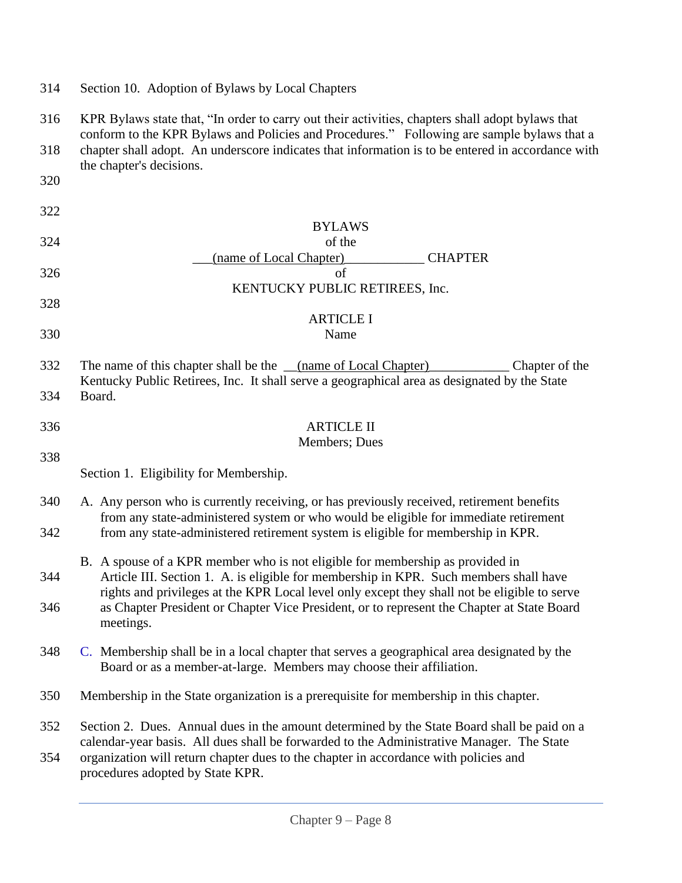Section 10. Adoption of Bylaws by Local Chapters

KPR Bylaws state that, "In order to carry out their activities, chapters shall adopt bylaws that conform to the KPR Bylaws and Policies and Procedures." Following are sample bylaws that a chapter shall adopt. An underscore indicates that information is to be entered in accordance with the chapter's decisions.

BYLAWS
of the
___(name of Local Chapter)____________ CHAPTER
of
KENTUCKY PUBLIC RETIREES, Inc.

ARTICLE I
Name

The name of this chapter shall be the __(name of Local Chapter)____________ Chapter of the Kentucky Public Retirees, Inc. It shall serve a geographical area as designated by the State Board.

ARTICLE II
Members; Dues

Section 1. Eligibility for Membership.

A. Any person who is currently receiving, or has previously received, retirement benefits from any state-administered system or who would be eligible for immediate retirement from any state-administered retirement system is eligible for membership in KPR.

B. A spouse of a KPR member who is not eligible for membership as provided in Article III. Section 1. A. is eligible for membership in KPR. Such members shall have rights and privileges at the KPR Local level only except they shall not be eligible to serve as Chapter President or Chapter Vice President, or to represent the Chapter at State Board meetings.

C. Membership shall be in a local chapter that serves a geographical area designated by the Board or as a member-at-large. Members may choose their affiliation.

Membership in the State organization is a prerequisite for membership in this chapter.

Section 2. Dues. Annual dues in the amount determined by the State Board shall be paid on a calendar-year basis. All dues shall be forwarded to the Administrative Manager. The State organization will return chapter dues to the chapter in accordance with policies and procedures adopted by State KPR.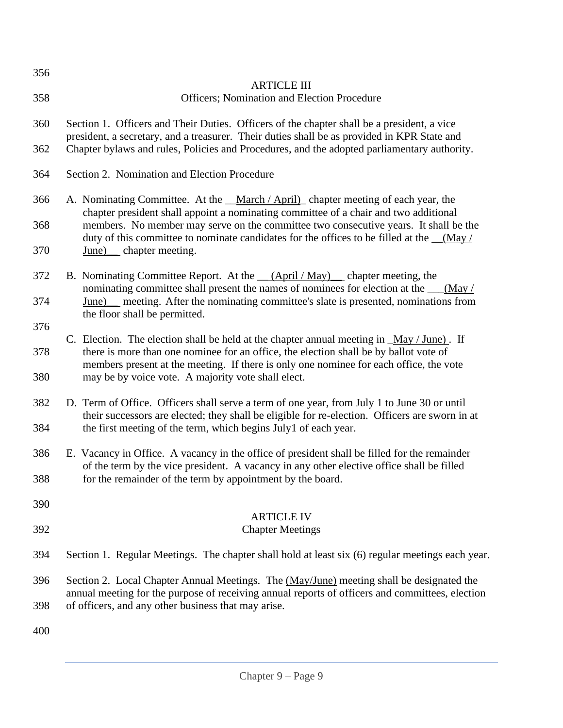## ARTICLE III
### Officers; Nomination and Election Procedure

Section 1. Officers and Their Duties. Officers of the chapter shall be a president, a vice president, a secretary, and a treasurer. Their duties shall be as provided in KPR State and Chapter bylaws and rules, Policies and Procedures, and the adopted parliamentary authority.

Section 2. Nomination and Election Procedure

A. Nominating Committee. At the __March / April)_ chapter meeting of each year, the chapter president shall appoint a nominating committee of a chair and two additional members. No member may serve on the committee two consecutive years. It shall be the duty of this committee to nominate candidates for the offices to be filled at the __(May / June)__ chapter meeting.

B. Nominating Committee Report. At the __(April / May)__ chapter meeting, the nominating committee shall present the names of nominees for election at the ___(May / June)__ meeting. After the nominating committee's slate is presented, nominations from the floor shall be permitted.

C. Election. The election shall be held at the chapter annual meeting in _May / June)_. If there is more than one nominee for an office, the election shall be by ballot vote of members present at the meeting. If there is only one nominee for each office, the vote may be by voice vote. A majority vote shall elect.

D. Term of Office. Officers shall serve a term of one year, from July 1 to June 30 or until their successors are elected; they shall be eligible for re-election. Officers are sworn in at the first meeting of the term, which begins July1 of each year.

E. Vacancy in Office. A vacancy in the office of president shall be filled for the remainder of the term by the vice president. A vacancy in any other elective office shall be filled for the remainder of the term by appointment by the board.

## ARTICLE IV
### Chapter Meetings

Section 1. Regular Meetings. The chapter shall hold at least six (6) regular meetings each year.

Section 2. Local Chapter Annual Meetings. The (May/June) meeting shall be designated the annual meeting for the purpose of receiving annual reports of officers and committees, election of officers, and any other business that may arise.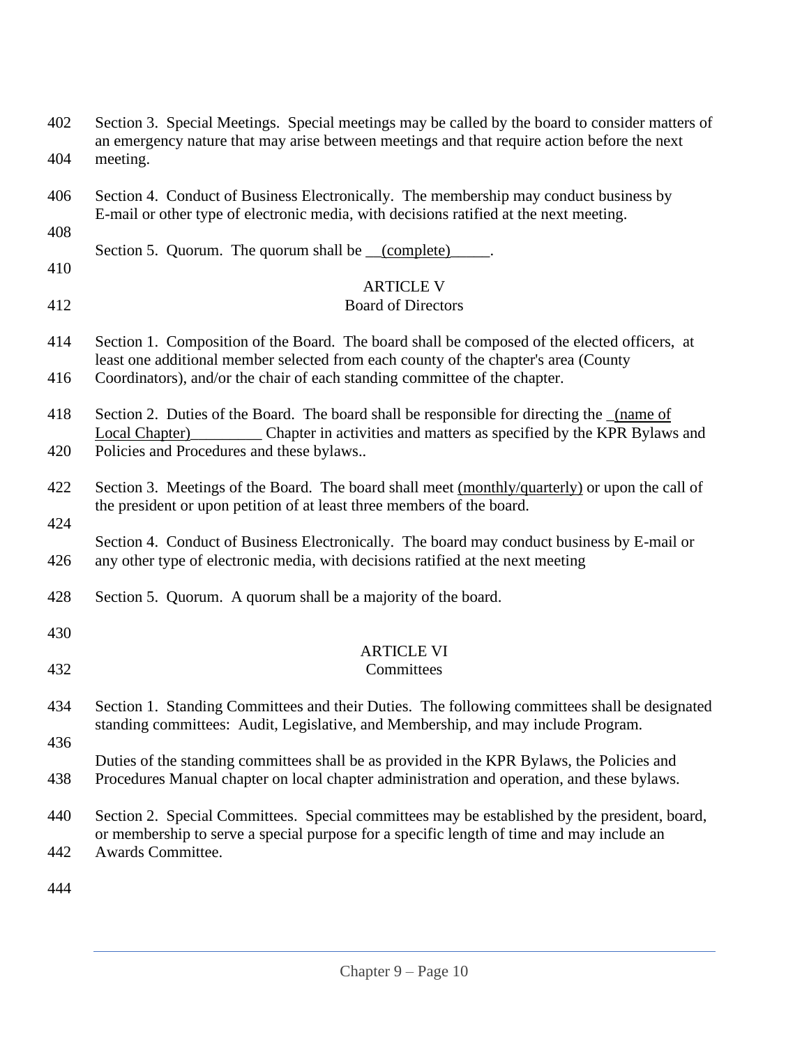Section 3. Special Meetings. Special meetings may be called by the board to consider matters of an emergency nature that may arise between meetings and that require action before the next meeting.

Section 4. Conduct of Business Electronically. The membership may conduct business by E-mail or other type of electronic media, with decisions ratified at the next meeting.

Section 5. Quorum. The quorum shall be __(complete)_____.

## ARTICLE V
## Board of Directors

Section 1. Composition of the Board. The board shall be composed of the elected officers, at least one additional member selected from each county of the chapter's area (County Coordinators), and/or the chair of each standing committee of the chapter.

Section 2. Duties of the Board. The board shall be responsible for directing the _(name of Local Chapter)_________ Chapter in activities and matters as specified by the KPR Bylaws and Policies and Procedures and these bylaws..

Section 3. Meetings of the Board. The board shall meet (monthly/quarterly) or upon the call of the president or upon petition of at least three members of the board.

Section 4. Conduct of Business Electronically. The board may conduct business by E-mail or any other type of electronic media, with decisions ratified at the next meeting

Section 5. Quorum. A quorum shall be a majority of the board.

## ARTICLE VI
## Committees

Section 1. Standing Committees and their Duties. The following committees shall be designated standing committees: Audit, Legislative, and Membership, and may include Program.

Duties of the standing committees shall be as provided in the KPR Bylaws, the Policies and Procedures Manual chapter on local chapter administration and operation, and these bylaws.

Section 2. Special Committees. Special committees may be established by the president, board, or membership to serve a special purpose for a specific length of time and may include an Awards Committee.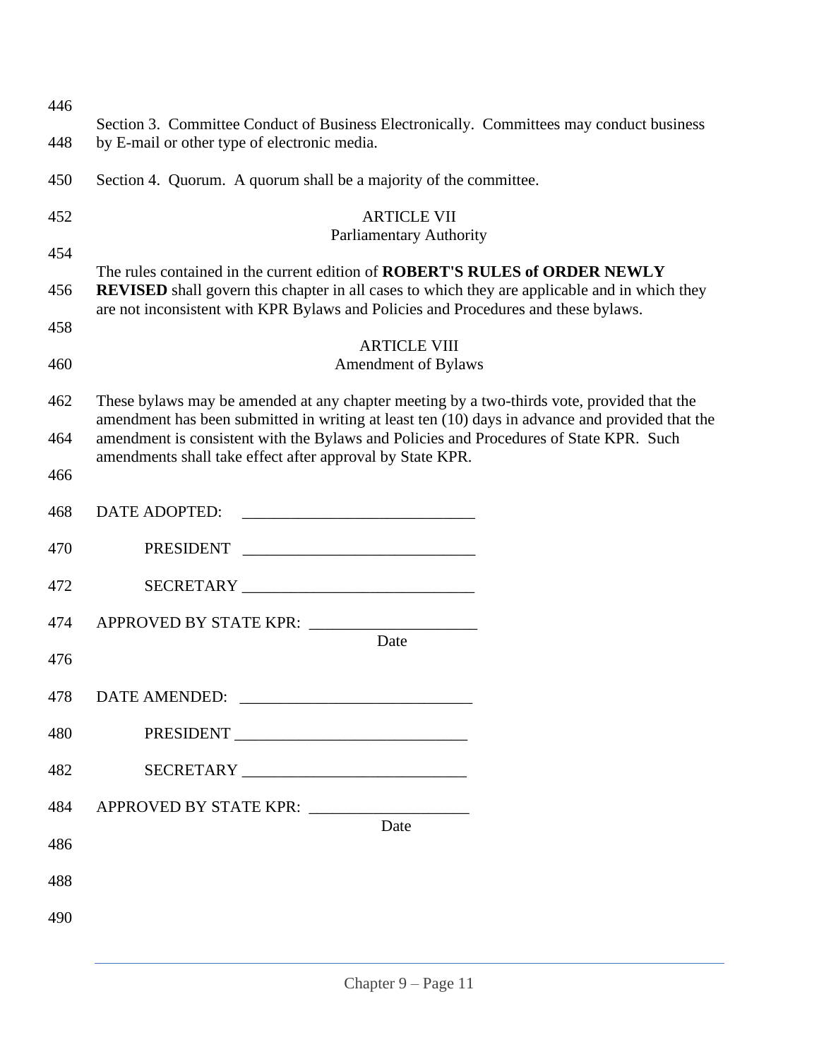Section 3. Committee Conduct of Business Electronically. Committees may conduct business by E-mail or other type of electronic media.

Section 4. Quorum. A quorum shall be a majority of the committee.

## ARTICLE VII
## Parliamentary Authority

The rules contained in the current edition of **ROBERT'S RULES of ORDER NEWLY REVISED** shall govern this chapter in all cases to which they are applicable and in which they are not inconsistent with KPR Bylaws and Policies and Procedures and these bylaws.

## ARTICLE VIII
## Amendment of Bylaws

These bylaws may be amended at any chapter meeting by a two-thirds vote, provided that the amendment has been submitted in writing at least ten (10) days in advance and provided that the amendment is consistent with the Bylaws and Policies and Procedures of State KPR. Such amendments shall take effect after approval by State KPR.

DATE ADOPTED: ____________________________

PRESIDENT ____________________________

SECRETARY ____________________________

APPROVED BY STATE KPR: ____________________
Date

DATE AMENDED: ____________________________

PRESIDENT ____________________________

SECRETARY ____________________________

APPROVED BY STATE KPR: ____________________
Date